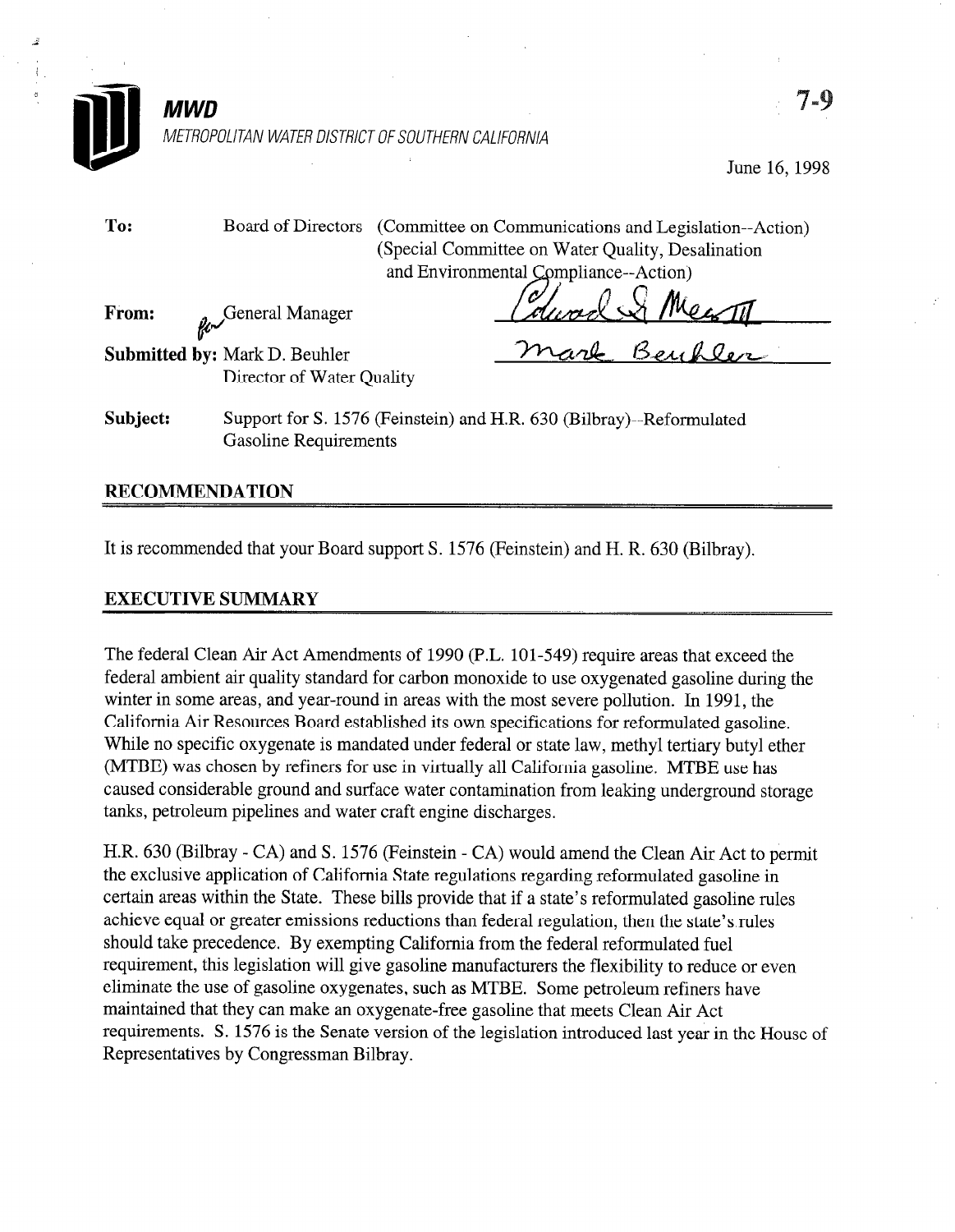# MWD

METROPOLITAN WATER DISTRICT OF SOUTHERN CALIFORNIA

7-9

June 16, 1998

**To:** Board of Directors (Committee on Communications and Legislation--Action) (Special Committee on Water Quality, Desalination and Environmental Compliance--Action)

**From:** General Manager

**Submitted by:** Mark D. Beuhler, Director of Water Quality

**Subject:** Support for S. 1576 (Feinstein) and H.R. 630 (Bilbray)--Reformulated Gasoline Requirements

## RECOMMENDATION

It is recommended that your Board support S. 1576 (Feinstein) and H. R. 630 (Bilbray).

## EXECUTIVE SUMMARY

The federal Clean Air Act Amendments of 1990 (P.L. 101-549) require areas that exceed the federal ambient air quality standard for carbon monoxide to use oxygenated gasoline during the winter in some areas, and year-round in areas with the most severe pollution. In 1991, the California Air Resources Board established its own specifications for reformulated gasoline. While no specific oxygenate is mandated under federal or state law, methyl tertiary butyl ether (MTBE) was chosen by refiners for use in virtually all California gasoline. MTBE use has caused considerable ground and surface water contamination from leaking underground storage tanks, petroleum pipelines and water craft engine discharges.

H.R. 630 (Bilbray - CA) and S. 1576 (Feinstein - CA) would amend the Clean Air Act to permit the exclusive application of California State regulations regarding reformulated gasoline in certain areas within the State. These bills provide that if a state's reformulated gasoline rules achieve equal or greater emissions reductions than federal regulation, then the state's rules should take precedence. By exempting California from the federal reformulated fuel requirement, this legislation will give gasoline manufacturers the flexibility to reduce or even eliminate the use of gasoline oxygenates, such as MTBE. Some petroleum refiners have maintained that they can make an oxygenate-free gasoline that meets Clean Air Act requirements. S. 1576 is the Senate version of the legislation introduced last year in the House of Representatives by Congressman Bilbray.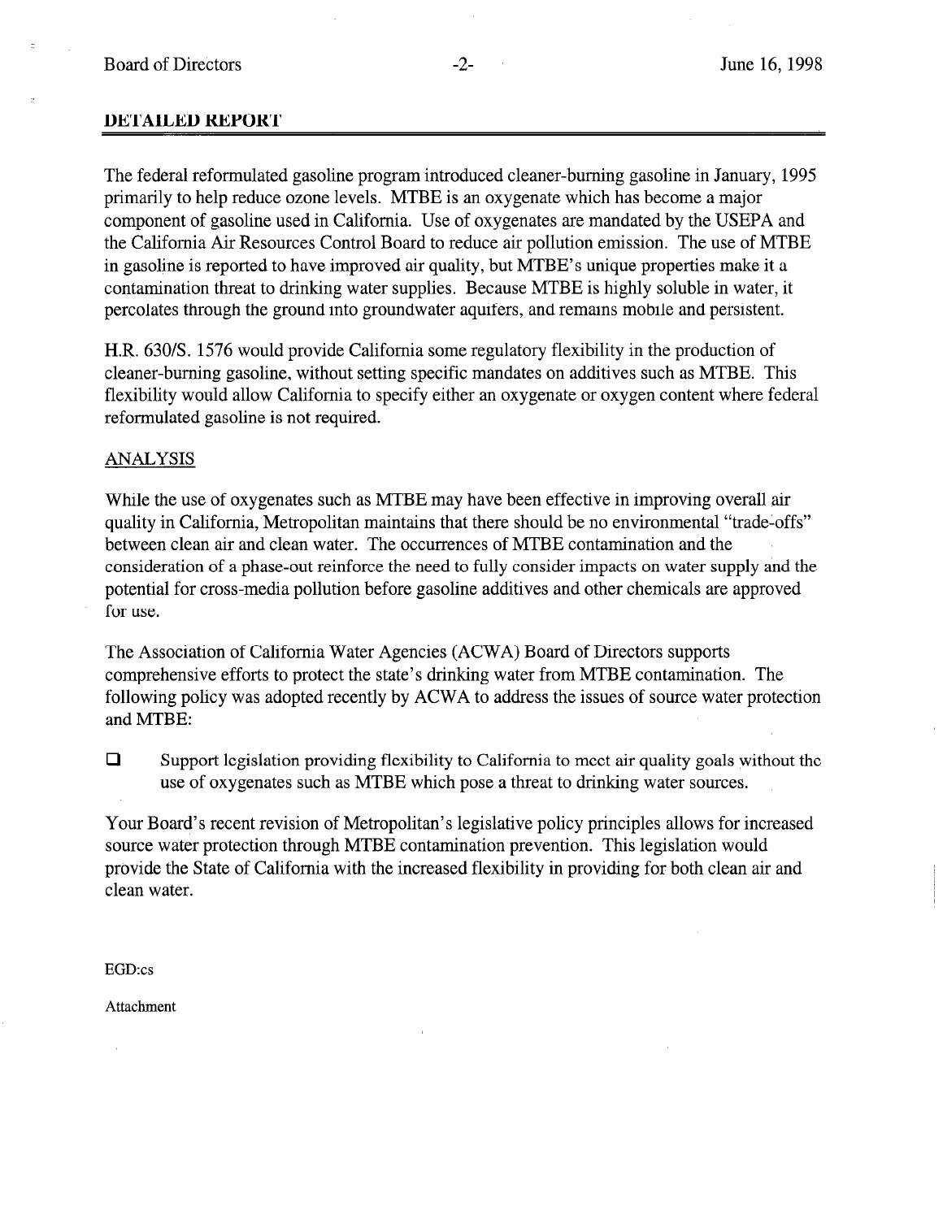## DETAILED REPORT

The federal reformulated gasoline program introduced cleaner-burning gasoline in January, 1995 primarily to help reduce ozone levels. MTBE is an oxygenate which has become a major component of gasoline used in California. Use of oxygenates are mandated by the USEPA and the California Air Resources Control Board to reduce air pollution emission. The use of MTBE in gasoline is reported to have improved air quality, but MTBE's unique properties make it a contamination threat to drinking water supplies. Because MTBE is highly soluble in water, it percolates through the ground into groundwater aquifers, and remains mobile and persistent.

H.R. 630/S. 1576 would provide California some regulatory flexibility in the production of cleaner-burning gasoline, without setting specific mandates on additives such as MTBE. This flexibility would allow California to specify either an oxygenate or oxygen content where federal reformulated gasoline is not required.

### ANALYSIS

While the use of oxygenates such as MTBE may have been effective in improving overall air quality in California, Metropolitan maintains that there should be no environmental "trade-offs" between clean air and clean water. The occurrences of MTBE contamination and the consideration of a phase-out reinforce the need to fully consider impacts on water supply and the potential for cross-media pollution before gasoline additives and other chemicals are approved for use.

The Association of California Water Agencies (ACWA) Board of Directors supports comprehensive efforts to protect the state's drinking water from MTBE contamination. The following policy was adopted recently by ACWA to address the issues of source water protection and MTBE:

- Support legislation providing flexibility to California to meet air quality goals without the use of oxygenates such as MTBE which pose a threat to drinking water sources.

Your Board's recent revision of Metropolitan's legislative policy principles allows for increased source water protection through MTBE contamination prevention. This legislation would provide the State of California with the increased flexibility in providing for both clean air and clean water.

EGD:cs

Attachment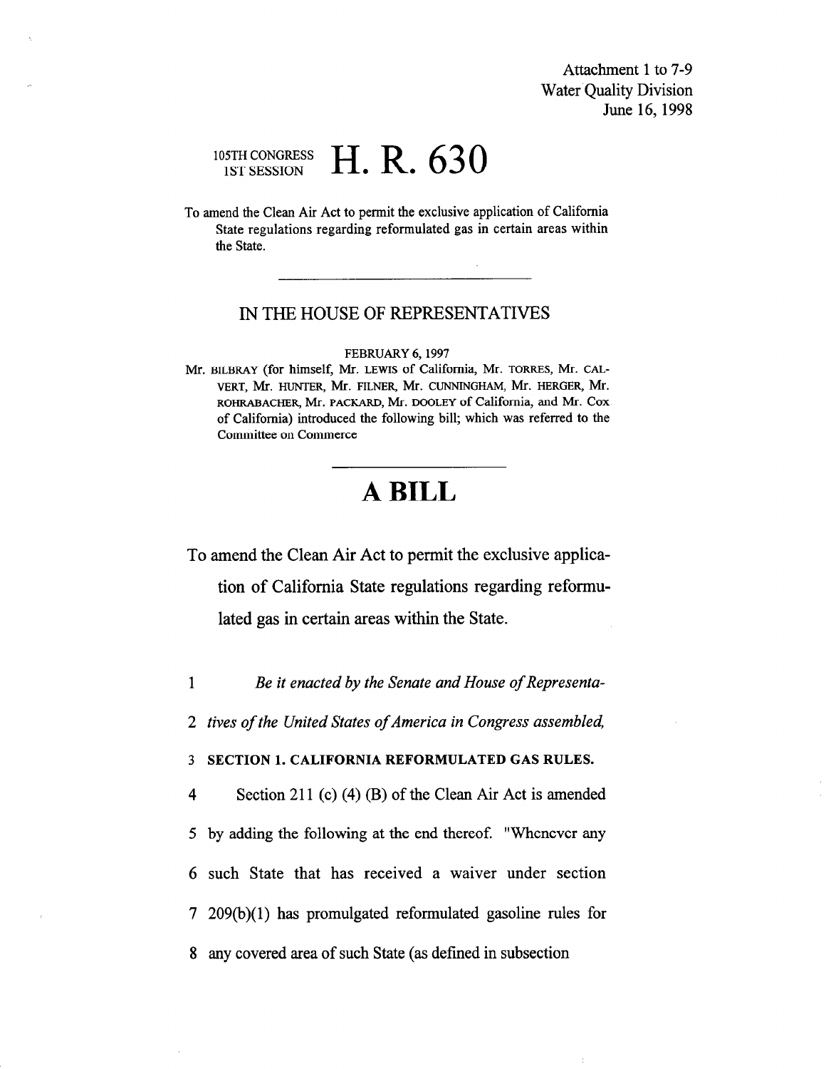Attachment 1 to 7-9
Water Quality Division
June 16, 1998

105TH CONGRESS
1ST SESSION

# H. R. 630

To amend the Clean Air Act to permit the exclusive application of California State regulations regarding reformulated gas in certain areas within the State.

---

## IN THE HOUSE OF REPRESENTATIVES

FEBRUARY 6, 1997

Mr. BILBRAY (for himself, Mr. LEWIS of California, Mr. TORRES, Mr. CALVERT, Mr. HUNTER, Mr. FILNER, Mr. CUNNINGHAM, Mr. HERGER, Mr. ROHRABACHER, Mr. PACKARD, Mr. DOOLEY of California, and Mr. COX of California) introduced the following bill; which was referred to the Committee on Commerce

---

# A BILL

To amend the Clean Air Act to permit the exclusive application of California State regulations regarding reformulated gas in certain areas within the State.

1 *Be it enacted by the Senate and House of Representa-*

2 *tives of the United States of America in Congress assembled,*

3 **SECTION 1. CALIFORNIA REFORMULATED GAS RULES.**

4 Section 211 (c) (4) (B) of the Clean Air Act is amended

5 by adding the following at the end thereof. "Whenever any

6 such State that has received a waiver under section

7 209(b)(1) has promulgated reformulated gasoline rules for

8 any covered area of such State (as defined in subsection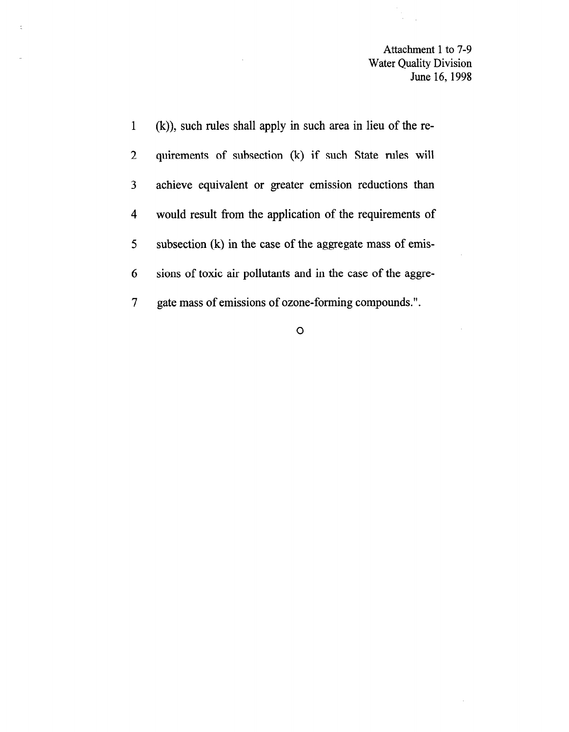Attachment 1 to 7-9
Water Quality Division
June 16, 1998

(k)), such rules shall apply in such area in lieu of the requirements of subsection (k) if such State rules will achieve equivalent or greater emission reductions than would result from the application of the requirements of subsection (k) in the case of the aggregate mass of emissions of toxic air pollutants and in the case of the aggregate mass of emissions of ozone-forming compounds.".

O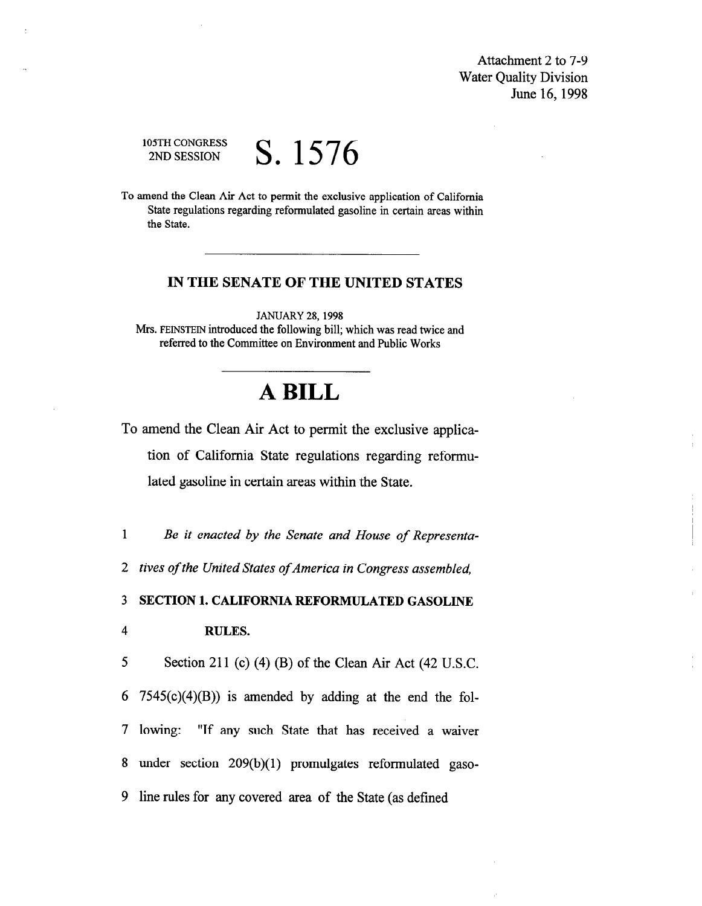Attachment 2 to 7-9
Water Quality Division
June 16, 1998

105TH CONGRESS
2ND SESSION

# S. 1576

To amend the Clean Air Act to permit the exclusive application of California State regulations regarding reformulated gasoline in certain areas within the State.

---

## IN THE SENATE OF THE UNITED STATES

JANUARY 28, 1998

Mrs. FEINSTEIN introduced the following bill; which was read twice and referred to the Committee on Environment and Public Works

---

# A BILL

To amend the Clean Air Act to permit the exclusive application of California State regulations regarding reformulated gasoline in certain areas within the State.

1 *Be it enacted by the Senate and House of Representa-*

2 *tives of the United States of America in Congress assembled,*

3 **SECTION 1. CALIFORNIA REFORMULATED GASOLINE**

4 **RULES.**

5 Section 211 (c) (4) (B) of the Clean Air Act (42 U.S.C.

6 7545(c)(4)(B)) is amended by adding at the end the fol-

7 lowing: "If any such State that has received a waiver

8 under section 209(b)(1) promulgates reformulated gaso-

9 line rules for any covered area of the State (as defined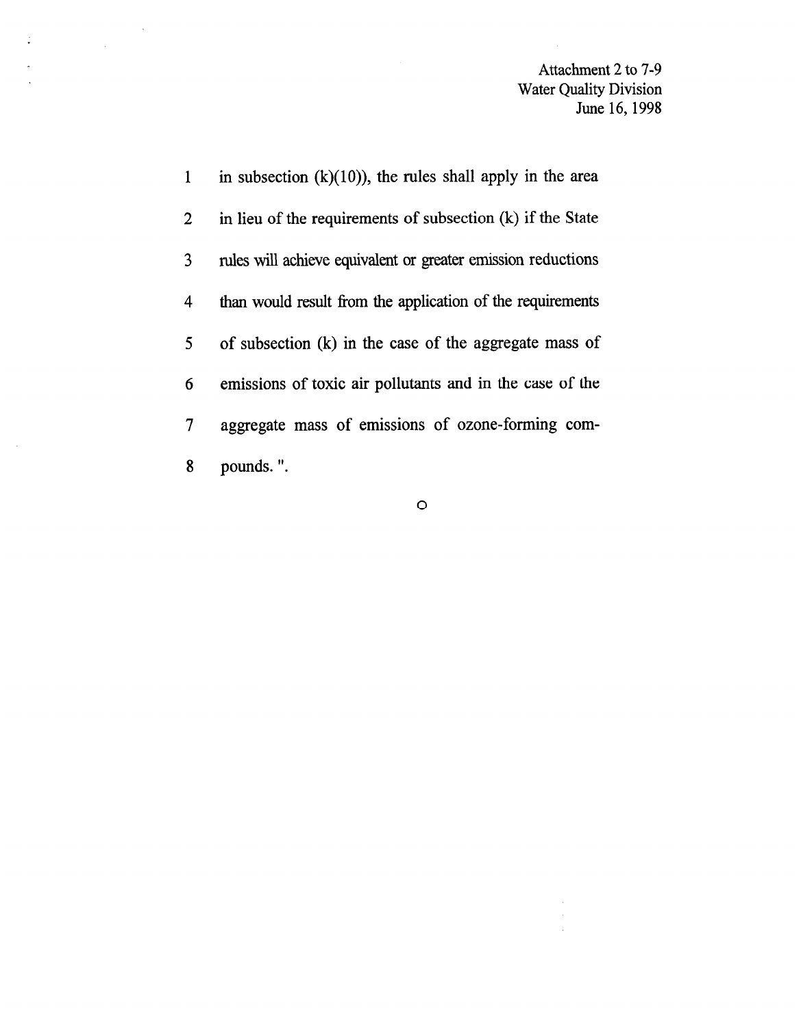Attachment 2 to 7-9
Water Quality Division
June 16, 1998

1 in subsection (k)(10)), the rules shall apply in the area
2 in lieu of the requirements of subsection (k) if the State
3 rules will achieve equivalent or greater emission reductions
4 than would result from the application of the requirements
5 of subsection (k) in the case of the aggregate mass of
6 emissions of toxic air pollutants and in the case of the
7 aggregate mass of emissions of ozone-forming com-
8 pounds. ".

O